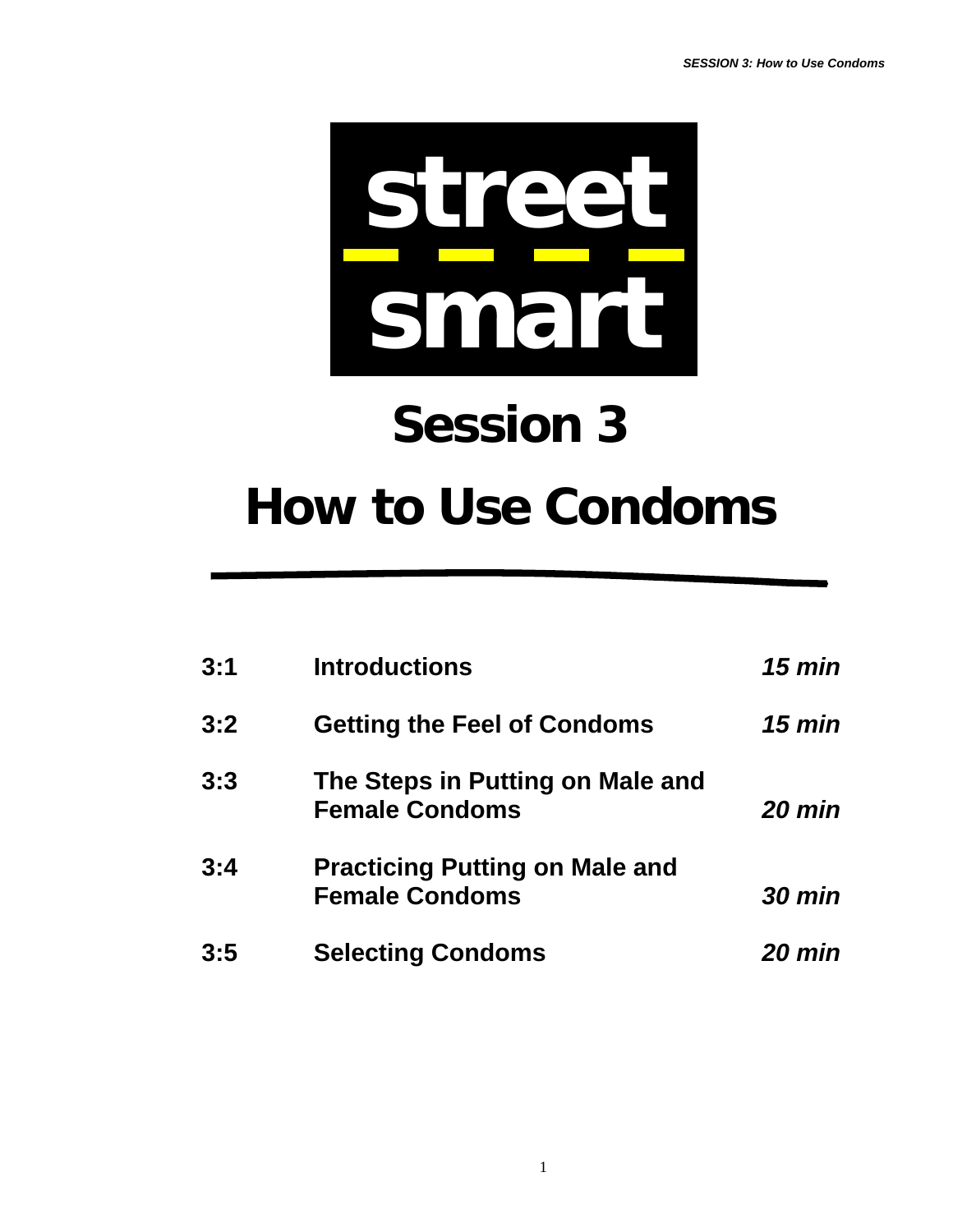# street smart

# Session 3

# How to Use Condoms

| | | |
|---|---|---|
| **3:1** | **Introductions** | ***15 min*** |
| **3:2** | **Getting the Feel of Condoms** | ***15 min*** |
| **3:3** | **The Steps in Putting on Male and Female Condoms** | ***20 min*** |
| **3:4** | **Practicing Putting on Male and Female Condoms** | ***30 min*** |
| **3:5** | **Selecting Condoms** | ***20 min*** |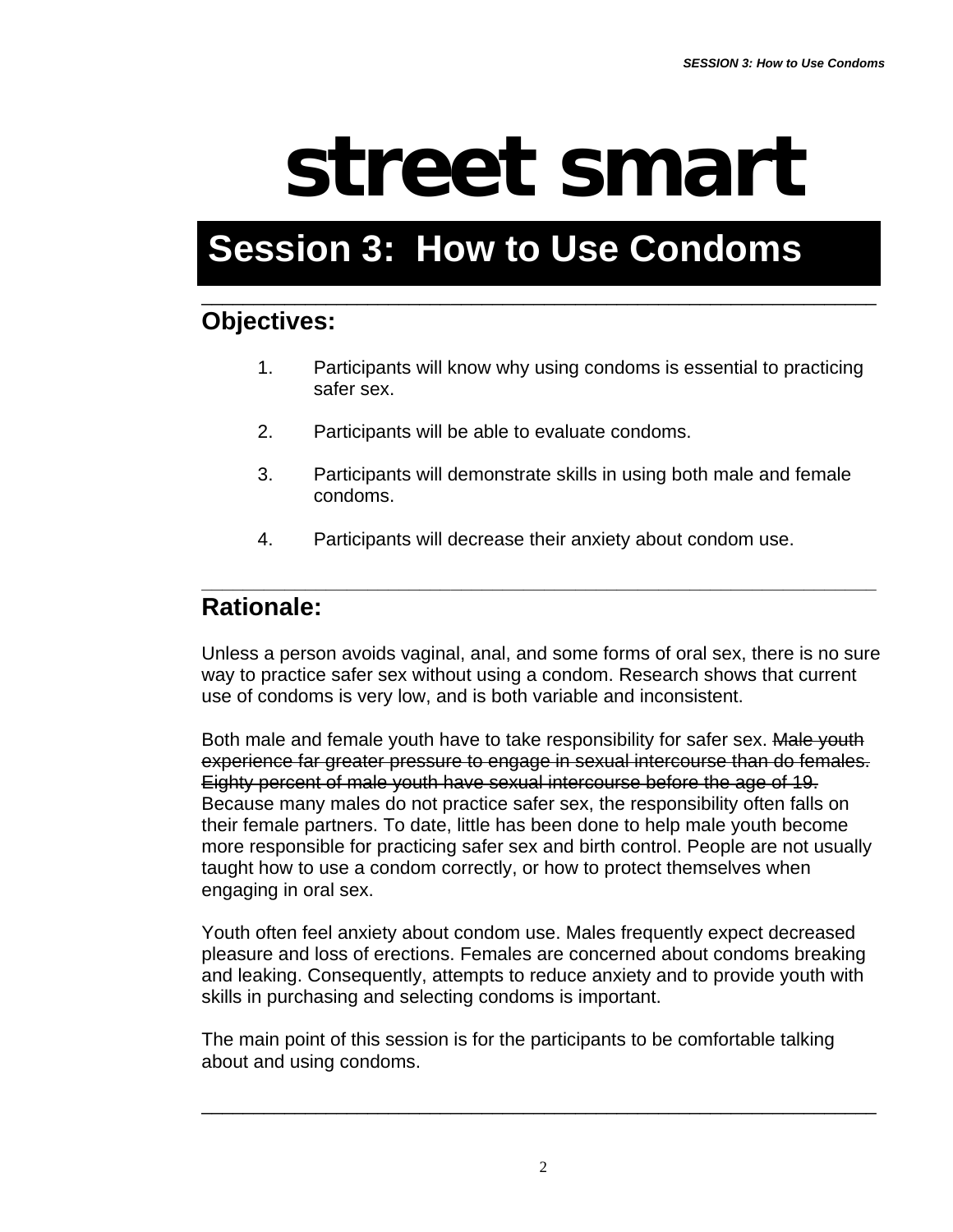# street smart

## Session 3: How to Use Condoms

### Objectives:

1. Participants will know why using condoms is essential to practicing safer sex.

2. Participants will be able to evaluate condoms.

3. Participants will demonstrate skills in using both male and female condoms.

4. Participants will decrease their anxiety about condom use.

### Rationale:

Unless a person avoids vaginal, anal, and some forms of oral sex, there is no sure way to practice safer sex without using a condom. Research shows that current use of condoms is very low, and is both variable and inconsistent.

Both male and female youth have to take responsibility for safer sex. ~~Male youth experience far greater pressure to engage in sexual intercourse than do females. Eighty percent of male youth have sexual intercourse before the age of 19.~~ Because many males do not practice safer sex, the responsibility often falls on their female partners. To date, little has been done to help male youth become more responsible for practicing safer sex and birth control. People are not usually taught how to use a condom correctly, or how to protect themselves when engaging in oral sex.

Youth often feel anxiety about condom use. Males frequently expect decreased pleasure and loss of erections. Females are concerned about condoms breaking and leaking. Consequently, attempts to reduce anxiety and to provide youth with skills in purchasing and selecting condoms is important.

The main point of this session is for the participants to be comfortable talking about and using condoms.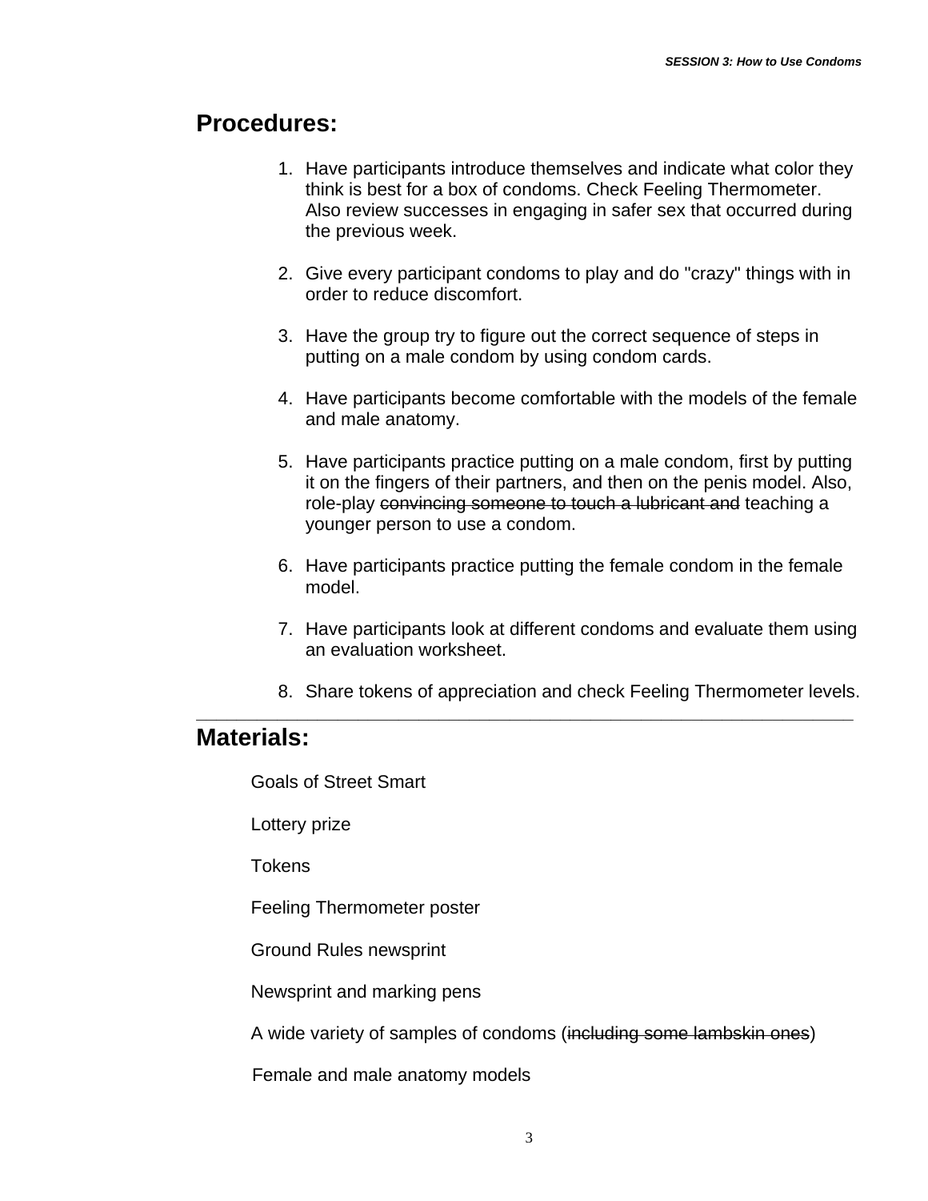## Procedures:

1. Have participants introduce themselves and indicate what color they think is best for a box of condoms. Check Feeling Thermometer. Also review successes in engaging in safer sex that occurred during the previous week.

2. Give every participant condoms to play and do "crazy" things with in order to reduce discomfort.

3. Have the group try to figure out the correct sequence of steps in putting on a male condom by using condom cards.

4. Have participants become comfortable with the models of the female and male anatomy.

5. Have participants practice putting on a male condom, first by putting it on the fingers of their partners, and then on the penis model. Also, role-play ~~convincing someone to touch a lubricant and~~ teaching a younger person to use a condom.

6. Have participants practice putting the female condom in the female model.

7. Have participants look at different condoms and evaluate them using an evaluation worksheet.

8. Share tokens of appreciation and check Feeling Thermometer levels.

---

## Materials:

Goals of Street Smart

Lottery prize

Tokens

Feeling Thermometer poster

Ground Rules newsprint

Newsprint and marking pens

A wide variety of samples of condoms (~~including some lambskin ones~~)

Female and male anatomy models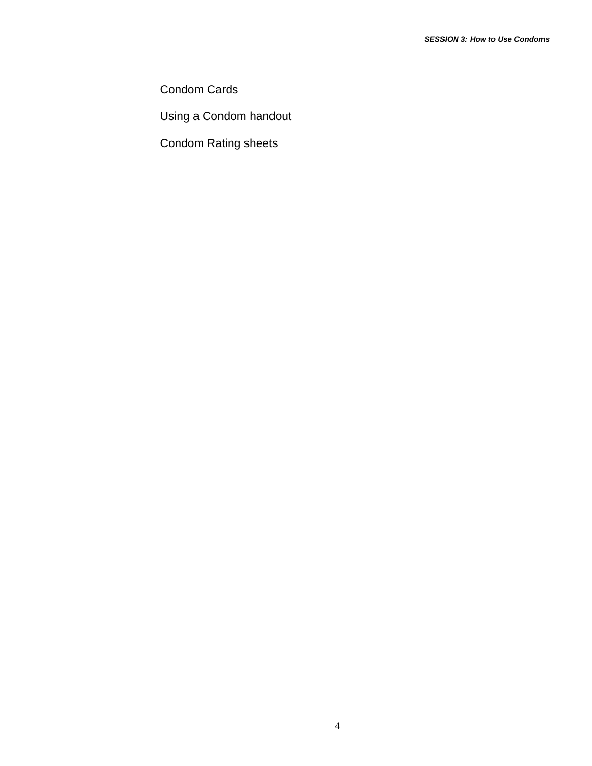Condom Cards

Using a Condom handout

Condom Rating sheets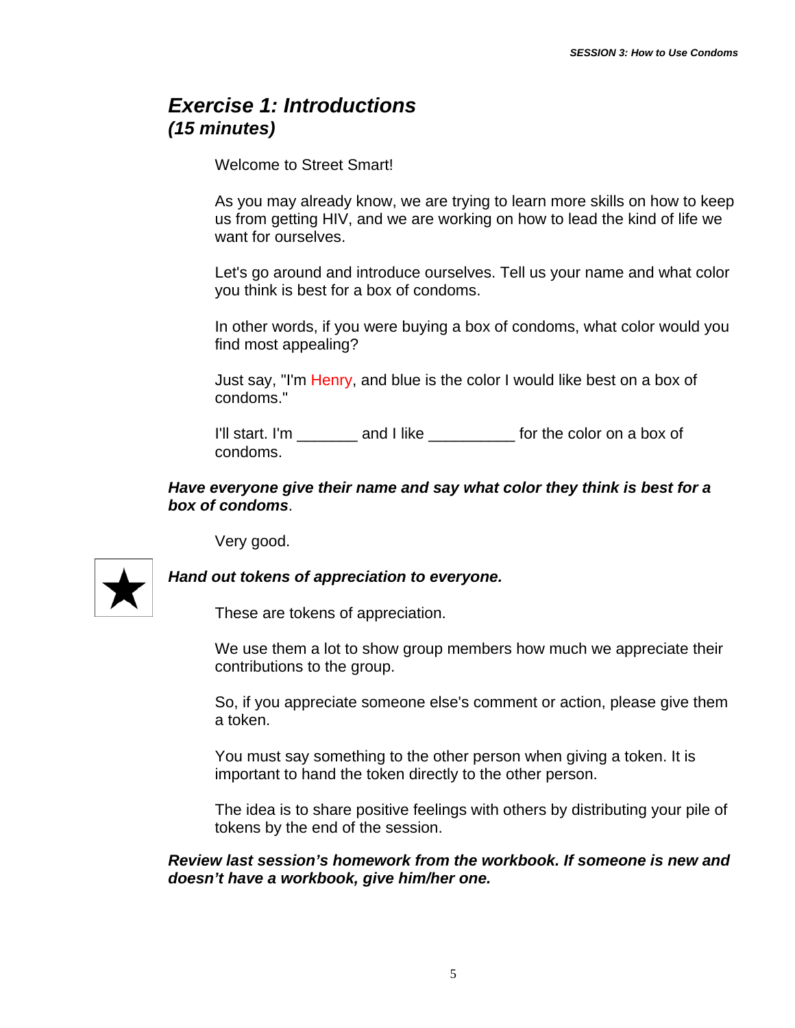## *Exercise 1: Introductions*
### *(15 minutes)*

Welcome to Street Smart!

As you may already know, we are trying to learn more skills on how to keep us from getting HIV, and we are working on how to lead the kind of life we want for ourselves.

Let's go around and introduce ourselves. Tell us your name and what color you think is best for a box of condoms.

In other words, if you were buying a box of condoms, what color would you find most appealing?

Just say, "I'm Henry, and blue is the color I would like best on a box of condoms."

I'll start. I'm _______ and I like __________ for the color on a box of condoms.

***Have everyone give their name and say what color they think is best for a box of condoms*.**

Very good.

***Hand out tokens of appreciation to everyone.***

These are tokens of appreciation.

We use them a lot to show group members how much we appreciate their contributions to the group.

So, if you appreciate someone else's comment or action, please give them a token.

You must say something to the other person when giving a token. It is important to hand the token directly to the other person.

The idea is to share positive feelings with others by distributing your pile of tokens by the end of the session.

***Review last session's homework from the workbook. If someone is new and doesn't have a workbook, give him/her one.***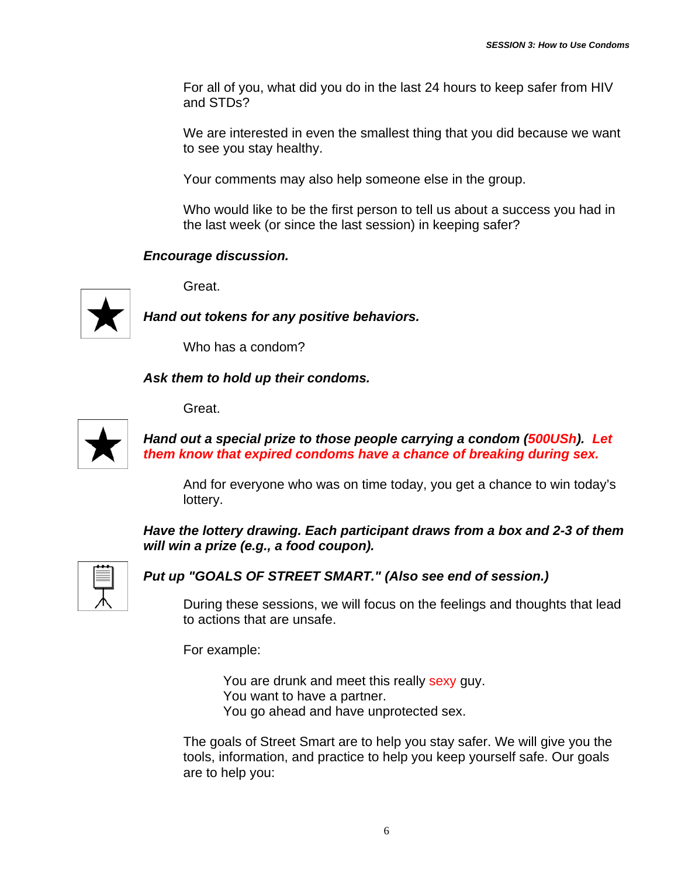For all of you, what did you do in the last 24 hours to keep safer from HIV and STDs?

We are interested in even the smallest thing that you did because we want to see you stay healthy.

Your comments may also help someone else in the group.

Who would like to be the first person to tell us about a success you had in the last week (or since the last session) in keeping safer?

***Encourage discussion.***

Great.

***Hand out tokens for any positive behaviors.***

Who has a condom?

***Ask them to hold up their condoms.***

Great.

***Hand out a special prize to those people carrying a condom (500USh). Let them know that expired condoms have a chance of breaking during sex.***

And for everyone who was on time today, you get a chance to win today's lottery.

***Have the lottery drawing. Each participant draws from a box and 2-3 of them will win a prize (e.g., a food coupon).***

***Put up "GOALS OF STREET SMART." (Also see end of session.)***

During these sessions, we will focus on the feelings and thoughts that lead to actions that are unsafe.

For example:

> You are drunk and meet this really sexy guy.
> You want to have a partner.
> You go ahead and have unprotected sex.

The goals of Street Smart are to help you stay safer. We will give you the tools, information, and practice to help you keep yourself safe. Our goals are to help you: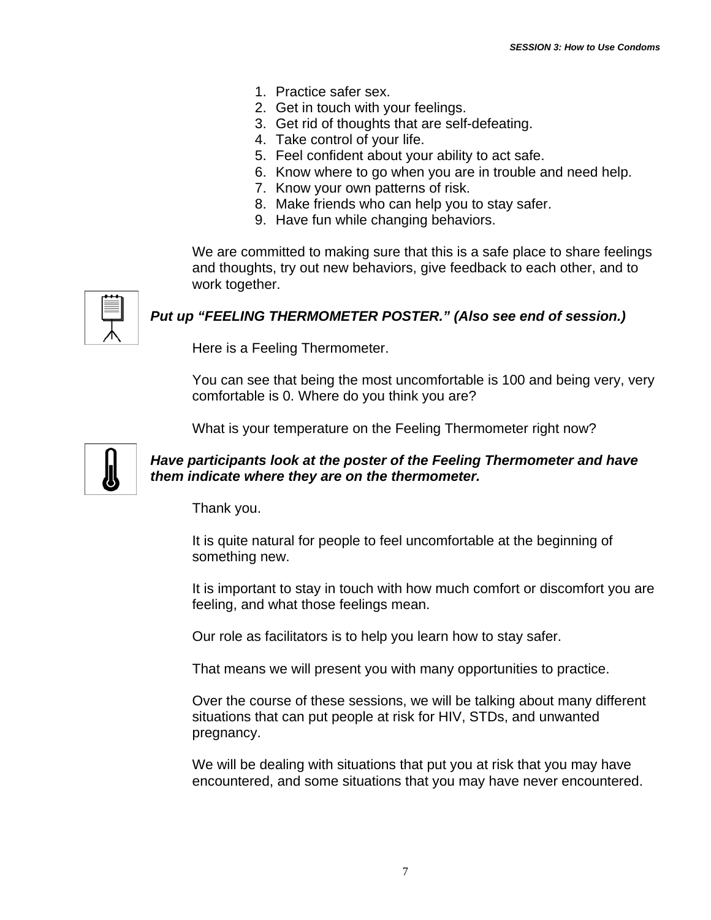1. Practice safer sex.
2. Get in touch with your feelings.
3. Get rid of thoughts that are self-defeating.
4. Take control of your life.
5. Feel confident about your ability to act safe.
6. Know where to go when you are in trouble and need help.
7. Know your own patterns of risk.
8. Make friends who can help you to stay safer.
9. Have fun while changing behaviors.

We are committed to making sure that this is a safe place to share feelings and thoughts, try out new behaviors, give feedback to each other, and to work together.

***Put up "FEELING THERMOMETER POSTER." (Also see end of session.)***

Here is a Feeling Thermometer.

You can see that being the most uncomfortable is 100 and being very, very comfortable is 0. Where do you think you are?

What is your temperature on the Feeling Thermometer right now?

***Have participants look at the poster of the Feeling Thermometer and have them indicate where they are on the thermometer.***

Thank you.

It is quite natural for people to feel uncomfortable at the beginning of something new.

It is important to stay in touch with how much comfort or discomfort you are feeling, and what those feelings mean.

Our role as facilitators is to help you learn how to stay safer.

That means we will present you with many opportunities to practice.

Over the course of these sessions, we will be talking about many different situations that can put people at risk for HIV, STDs, and unwanted pregnancy.

We will be dealing with situations that put you at risk that you may have encountered, and some situations that you may have never encountered.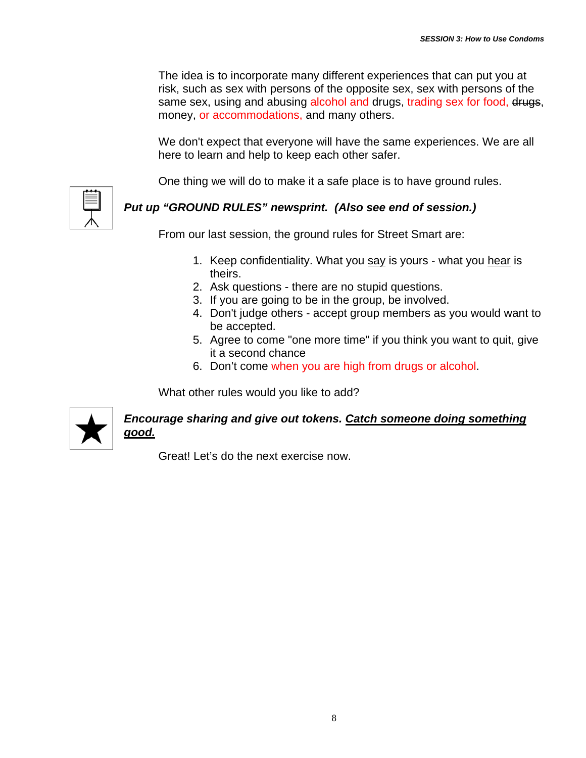The idea is to incorporate many different experiences that can put you at risk, such as sex with persons of the opposite sex, sex with persons of the same sex, using and abusing alcohol and drugs, trading sex for food, ~~drugs~~, money, or accommodations, and many others.

We don't expect that everyone will have the same experiences. We are all here to learn and help to keep each other safer.

One thing we will do to make it a safe place is to have ground rules.

***Put up "GROUND RULES" newsprint. (Also see end of session.)***

From our last session, the ground rules for Street Smart are:

1. Keep confidentiality. What you <u>say</u> is yours - what you <u>hear</u> is theirs.
2. Ask questions - there are no stupid questions.
3. If you are going to be in the group, be involved.
4. Don't judge others - accept group members as you would want to be accepted.
5. Agree to come "one more time" if you think you want to quit, give it a second chance
6. Don't come when you are high from drugs or alcohol.

What other rules would you like to add?

***Encourage sharing and give out tokens. <u>Catch someone doing something good.</u>***

Great! Let's do the next exercise now.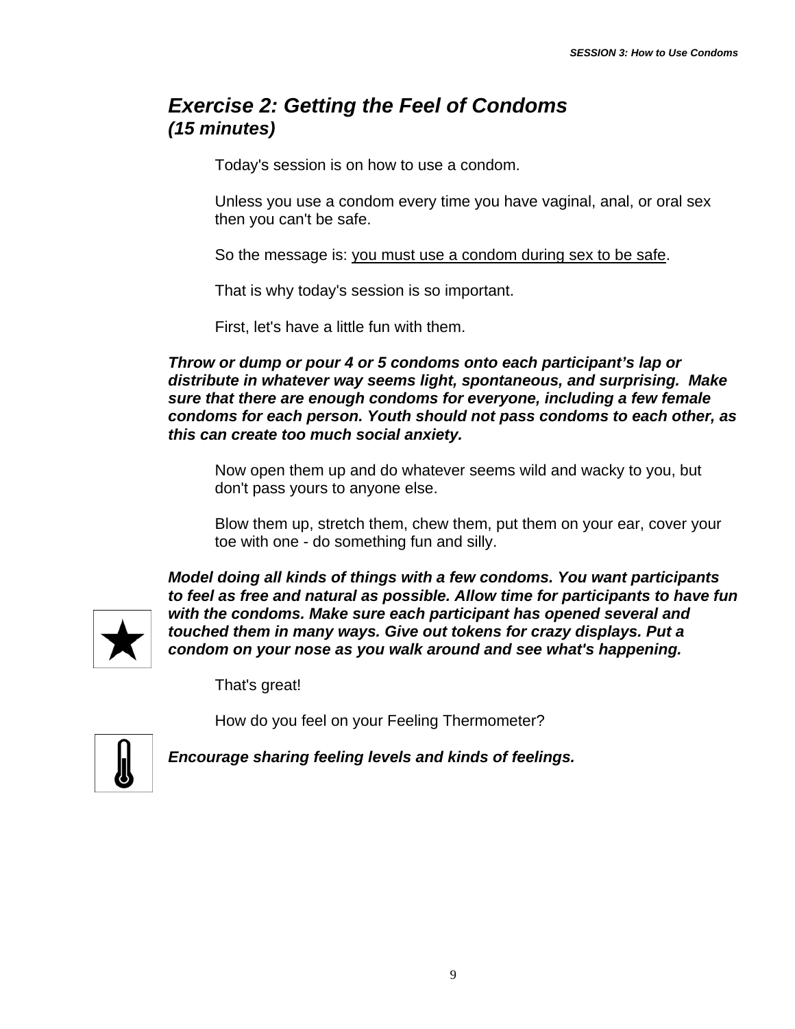## *Exercise 2: Getting the Feel of Condoms*
### *(15 minutes)*

Today's session is on how to use a condom.

Unless you use a condom every time you have vaginal, anal, or oral sex then you can't be safe.

So the message is: <u>you must use a condom during sex to be safe</u>.

That is why today's session is so important.

First, let's have a little fun with them.

***Throw or dump or pour 4 or 5 condoms onto each participant's lap or distribute in whatever way seems light, spontaneous, and surprising. Make sure that there are enough condoms for everyone, including a few female condoms for each person. Youth should not pass condoms to each other, as this can create too much social anxiety.***

Now open them up and do whatever seems wild and wacky to you, but don't pass yours to anyone else.

Blow them up, stretch them, chew them, put them on your ear, cover your toe with one - do something fun and silly.

***Model doing all kinds of things with a few condoms. You want participants to feel as free and natural as possible. Allow time for participants to have fun with the condoms. Make sure each participant has opened several and touched them in many ways. Give out tokens for crazy displays. Put a condom on your nose as you walk around and see what's happening.***

That's great!

How do you feel on your Feeling Thermometer?

***Encourage sharing feeling levels and kinds of feelings.***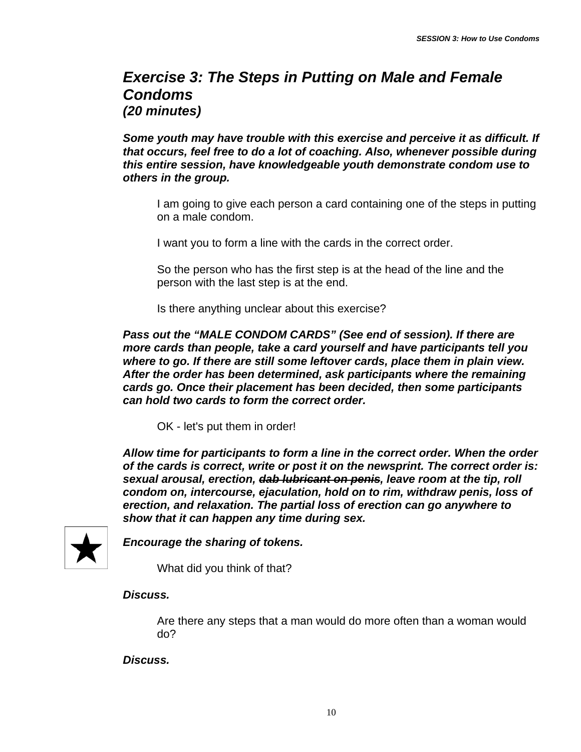## *Exercise 3: The Steps in Putting on Male and Female Condoms (20 minutes)*

***Some youth may have trouble with this exercise and perceive it as difficult. If that occurs, feel free to do a lot of coaching. Also, whenever possible during this entire session, have knowledgeable youth demonstrate condom use to others in the group.***

> I am going to give each person a card containing one of the steps in putting on a male condom.
>
> I want you to form a line with the cards in the correct order.
>
> So the person who has the first step is at the head of the line and the person with the last step is at the end.
>
> Is there anything unclear about this exercise?

***Pass out the "MALE CONDOM CARDS" (See end of session). If there are more cards than people, take a card yourself and have participants tell you where to go. If there are still some leftover cards, place them in plain view. After the order has been determined, ask participants where the remaining cards go. Once their placement has been decided, then some participants can hold two cards to form the correct order.***

> OK - let's put them in order!

***Allow time for participants to form a line in the correct order. When the order of the cards is correct, write or post it on the newsprint. The correct order is: sexual arousal, erection, ~~dab lubricant on penis~~, leave room at the tip, roll condom on, intercourse, ejaculation, hold on to rim, withdraw penis, loss of erection, and relaxation. The partial loss of erection can go anywhere to show that it can happen any time during sex.***

★ ***Encourage the sharing of tokens.***

> What did you think of that?

***Discuss.***

> Are there any steps that a man would do more often than a woman would do?

***Discuss.***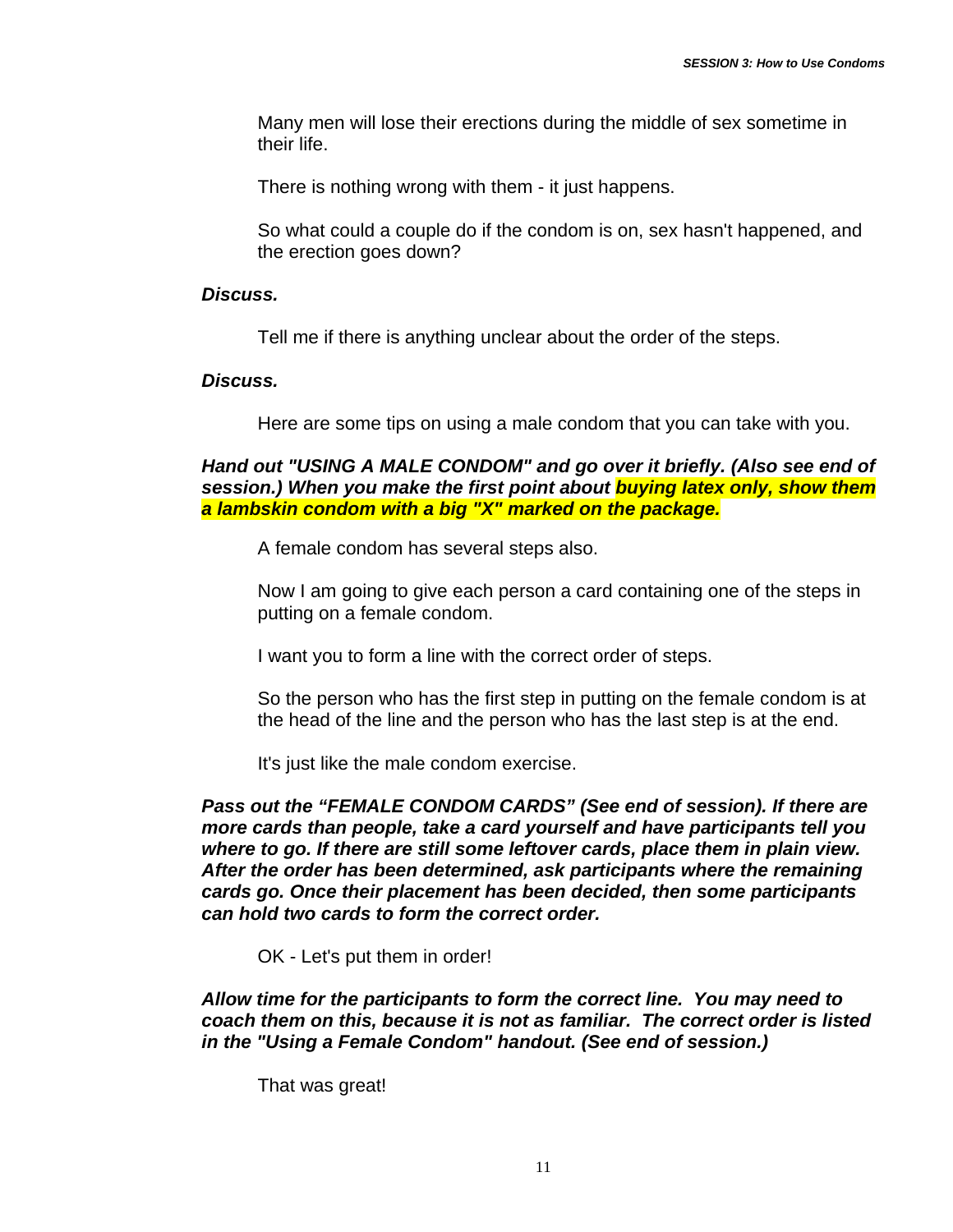Many men will lose their erections during the middle of sex sometime in their life.

There is nothing wrong with them - it just happens.

So what could a couple do if the condom is on, sex hasn't happened, and the erection goes down?

***Discuss.***

Tell me if there is anything unclear about the order of the steps.

***Discuss.***

Here are some tips on using a male condom that you can take with you.

***Hand out "USING A MALE CONDOM" and go over it briefly. (Also see end of session.) When you make the first point about buying latex only, show them a lambskin condom with a big "X" marked on the package.***

A female condom has several steps also.

Now I am going to give each person a card containing one of the steps in putting on a female condom.

I want you to form a line with the correct order of steps.

So the person who has the first step in putting on the female condom is at the head of the line and the person who has the last step is at the end.

It's just like the male condom exercise.

***Pass out the "FEMALE CONDOM CARDS" (See end of session). If there are more cards than people, take a card yourself and have participants tell you where to go. If there are still some leftover cards, place them in plain view. After the order has been determined, ask participants where the remaining cards go. Once their placement has been decided, then some participants can hold two cards to form the correct order.***

OK - Let's put them in order!

***Allow time for the participants to form the correct line. You may need to coach them on this, because it is not as familiar. The correct order is listed in the "Using a Female Condom" handout. (See end of session.)***

That was great!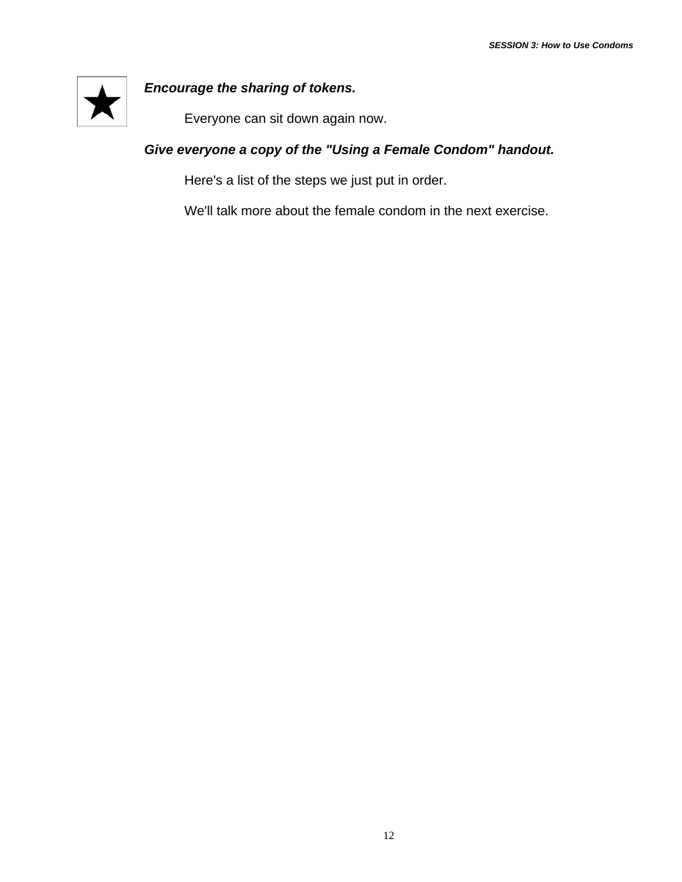★

***Encourage the sharing of tokens.***

Everyone can sit down again now.

***Give everyone a copy of the "Using a Female Condom" handout.***

Here's a list of the steps we just put in order.

We'll talk more about the female condom in the next exercise.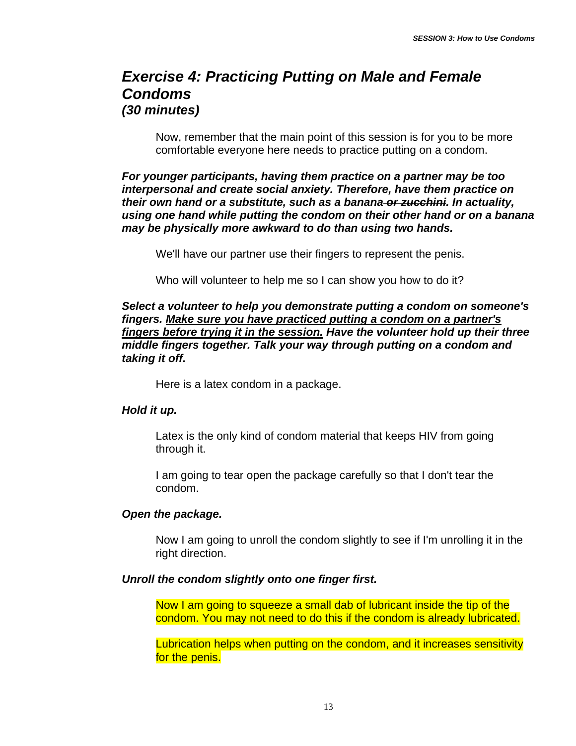## *Exercise 4: Practicing Putting on Male and Female Condoms (30 minutes)*

Now, remember that the main point of this session is for you to be more comfortable everyone here needs to practice putting on a condom.

***For younger participants, having them practice on a partner may be too interpersonal and create social anxiety. Therefore, have them practice on their own hand or a substitute, such as a banana ~~or zucchini~~. In actuality, using one hand while putting the condom on their other hand or on a banana may be physically more awkward to do than using two hands.***

We'll have our partner use their fingers to represent the penis.

Who will volunteer to help me so I can show you how to do it?

***Select a volunteer to help you demonstrate putting a condom on someone's fingers. <u>Make sure you have practiced putting a condom on a partner's fingers before trying it in the session.</u> Have the volunteer hold up their three middle fingers together. Talk your way through putting on a condom and taking it off.***

Here is a latex condom in a package.

***Hold it up.***

Latex is the only kind of condom material that keeps HIV from going through it.

I am going to tear open the package carefully so that I don't tear the condom.

***Open the package.***

Now I am going to unroll the condom slightly to see if I'm unrolling it in the right direction.

***Unroll the condom slightly onto one finger first.***

Now I am going to squeeze a small dab of lubricant inside the tip of the condom. You may not need to do this if the condom is already lubricated.

Lubrication helps when putting on the condom, and it increases sensitivity for the penis.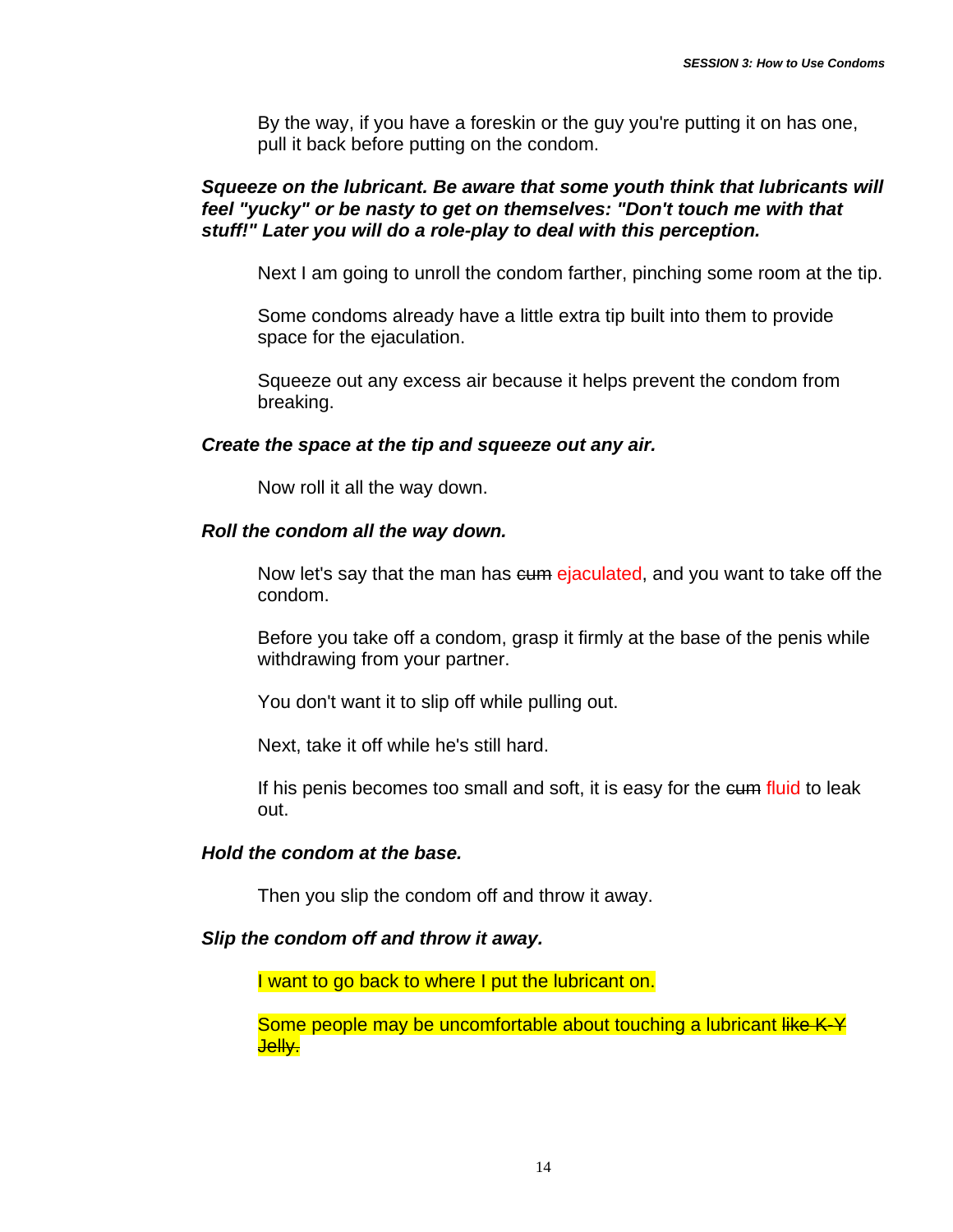By the way, if you have a foreskin or the guy you're putting it on has one, pull it back before putting on the condom.

***Squeeze on the lubricant. Be aware that some youth think that lubricants will feel "yucky" or be nasty to get on themselves: "Don't touch me with that stuff!" Later you will do a role-play to deal with this perception.***

Next I am going to unroll the condom farther, pinching some room at the tip.

Some condoms already have a little extra tip built into them to provide space for the ejaculation.

Squeeze out any excess air because it helps prevent the condom from breaking.

***Create the space at the tip and squeeze out any air.***

Now roll it all the way down.

***Roll the condom all the way down.***

Now let's say that the man has ~~cum~~ ejaculated, and you want to take off the condom.

Before you take off a condom, grasp it firmly at the base of the penis while withdrawing from your partner.

You don't want it to slip off while pulling out.

Next, take it off while he's still hard.

If his penis becomes too small and soft, it is easy for the ~~cum~~ fluid to leak out.

***Hold the condom at the base.***

Then you slip the condom off and throw it away.

***Slip the condom off and throw it away.***

I want to go back to where I put the lubricant on.

Some people may be uncomfortable about touching a lubricant ~~like K-Y Jelly.~~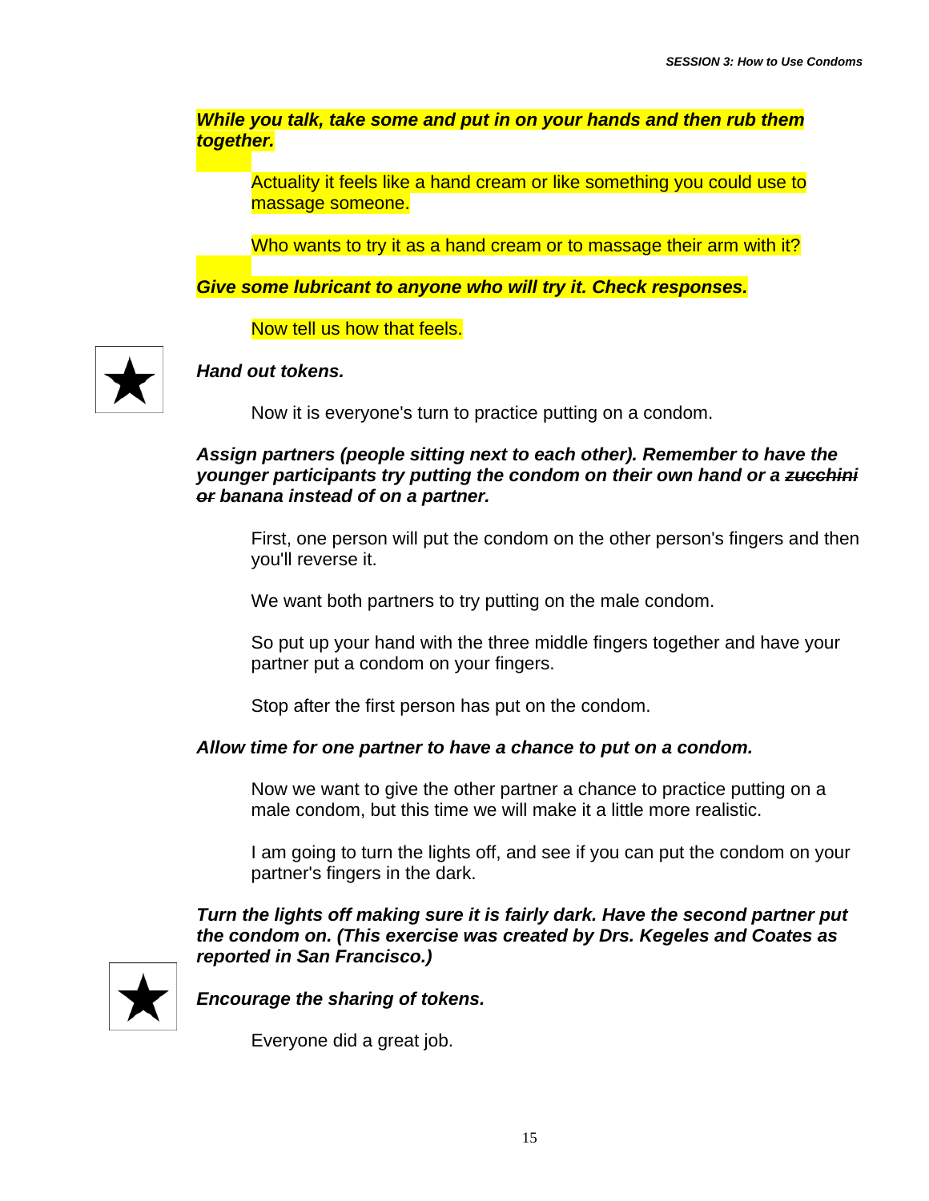***While you talk, take some and put in on your hands and then rub them together.***

Actuality it feels like a hand cream or like something you could use to massage someone.

Who wants to try it as a hand cream or to massage their arm with it?

***Give some lubricant to anyone who will try it. Check responses.***

Now tell us how that feels.

★

***Hand out tokens.***

Now it is everyone's turn to practice putting on a condom.

***Assign partners (people sitting next to each other). Remember to have the younger participants try putting the condom on their own hand or a ~~zucchini or~~ banana instead of on a partner.***

First, one person will put the condom on the other person's fingers and then you'll reverse it.

We want both partners to try putting on the male condom.

So put up your hand with the three middle fingers together and have your partner put a condom on your fingers.

Stop after the first person has put on the condom.

***Allow time for one partner to have a chance to put on a condom.***

Now we want to give the other partner a chance to practice putting on a male condom, but this time we will make it a little more realistic.

I am going to turn the lights off, and see if you can put the condom on your partner's fingers in the dark.

***Turn the lights off making sure it is fairly dark. Have the second partner put the condom on. (This exercise was created by Drs. Kegeles and Coates as reported in San Francisco.)***

★

***Encourage the sharing of tokens.***

Everyone did a great job.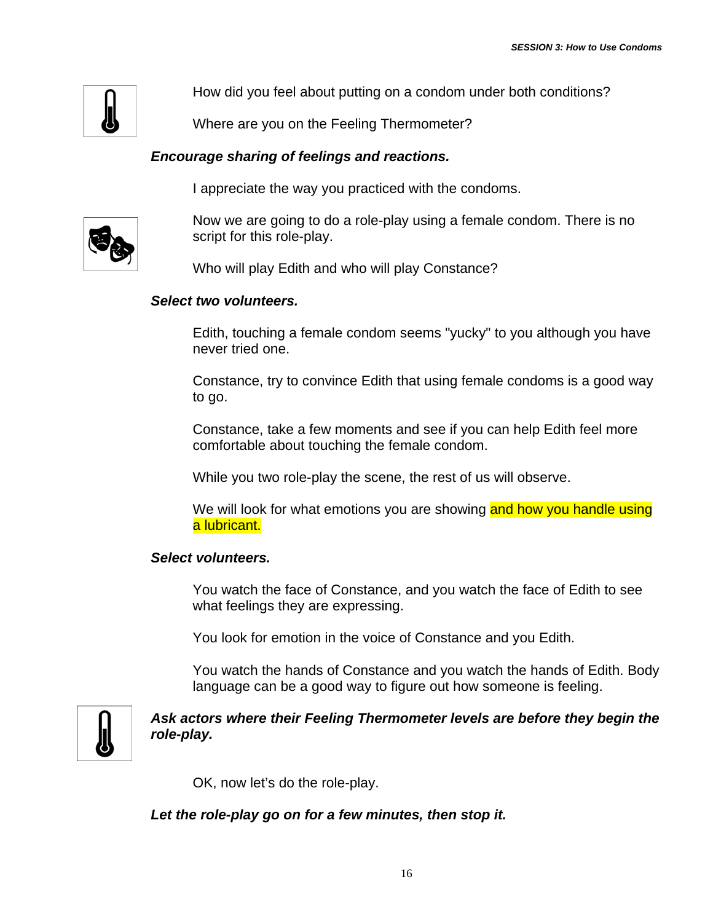How did you feel about putting on a condom under both conditions?

Where are you on the Feeling Thermometer?

***Encourage sharing of feelings and reactions.***

I appreciate the way you practiced with the condoms.

Now we are going to do a role-play using a female condom. There is no script for this role-play.

Who will play Edith and who will play Constance?

***Select two volunteers.***

Edith, touching a female condom seems "yucky" to you although you have never tried one.

Constance, try to convince Edith that using female condoms is a good way to go.

Constance, take a few moments and see if you can help Edith feel more comfortable about touching the female condom.

While you two role-play the scene, the rest of us will observe.

We will look for what emotions you are showing and how you handle using a lubricant.

***Select volunteers.***

You watch the face of Constance, and you watch the face of Edith to see what feelings they are expressing.

You look for emotion in the voice of Constance and you Edith.

You watch the hands of Constance and you watch the hands of Edith. Body language can be a good way to figure out how someone is feeling.

***Ask actors where their Feeling Thermometer levels are before they begin the role-play.***

OK, now let's do the role-play.

***Let the role-play go on for a few minutes, then stop it.***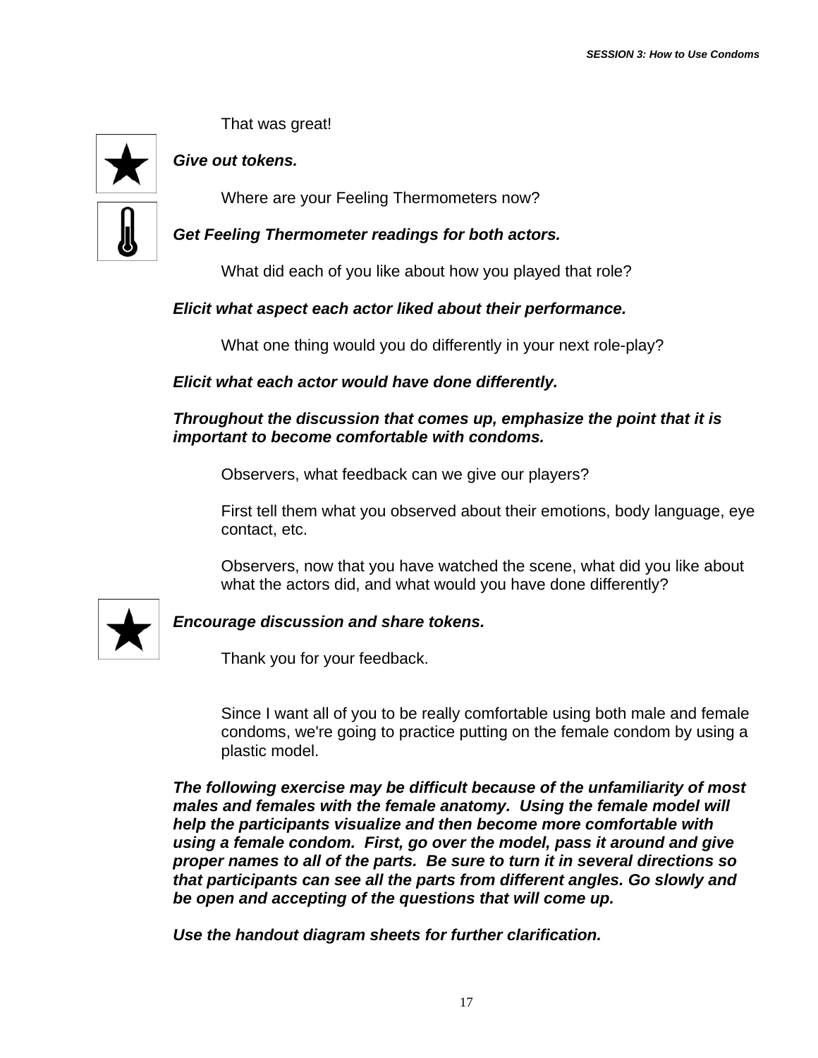That was great!

***Give out tokens.***

Where are your Feeling Thermometers now?

***Get Feeling Thermometer readings for both actors.***

What did each of you like about how you played that role?

***Elicit what aspect each actor liked about their performance.***

What one thing would you do differently in your next role-play?

***Elicit what each actor would have done differently.***

***Throughout the discussion that comes up, emphasize the point that it is important to become comfortable with condoms.***

Observers, what feedback can we give our players?

First tell them what you observed about their emotions, body language, eye contact, etc.

Observers, now that you have watched the scene, what did you like about what the actors did, and what would you have done differently?

***Encourage discussion and share tokens.***

Thank you for your feedback.

Since I want all of you to be really comfortable using both male and female condoms, we're going to practice putting on the female condom by using a plastic model.

***The following exercise may be difficult because of the unfamiliarity of most males and females with the female anatomy. Using the female model will help the participants visualize and then become more comfortable with using a female condom. First, go over the model, pass it around and give proper names to all of the parts. Be sure to turn it in several directions so that participants can see all the parts from different angles. Go slowly and be open and accepting of the questions that will come up.***

***Use the handout diagram sheets for further clarification.***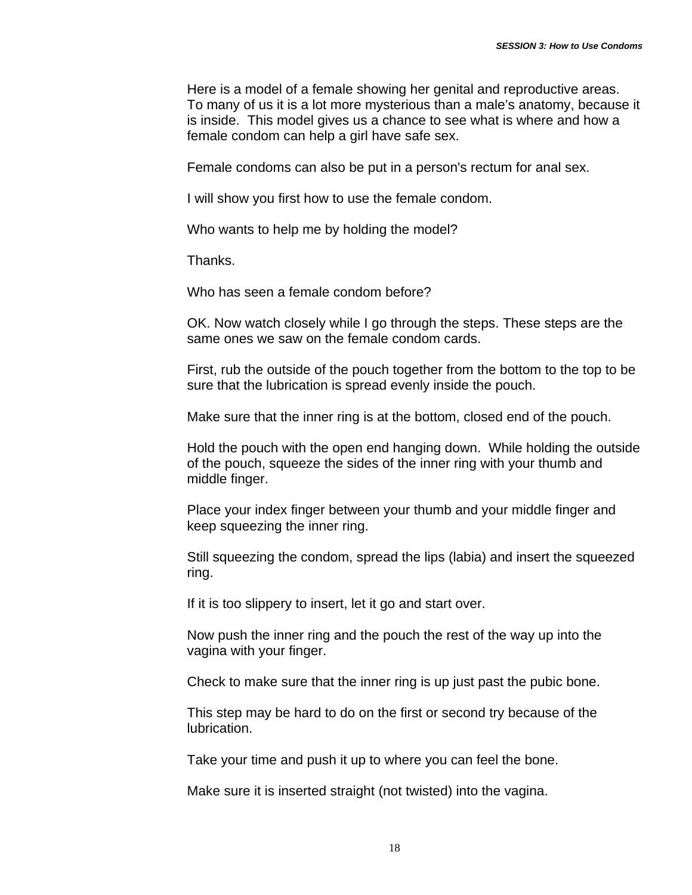Here is a model of a female showing her genital and reproductive areas. To many of us it is a lot more mysterious than a male's anatomy, because it is inside. This model gives us a chance to see what is where and how a female condom can help a girl have safe sex.

Female condoms can also be put in a person's rectum for anal sex.

I will show you first how to use the female condom.

Who wants to help me by holding the model?

Thanks.

Who has seen a female condom before?

OK. Now watch closely while I go through the steps. These steps are the same ones we saw on the female condom cards.

First, rub the outside of the pouch together from the bottom to the top to be sure that the lubrication is spread evenly inside the pouch.

Make sure that the inner ring is at the bottom, closed end of the pouch.

Hold the pouch with the open end hanging down. While holding the outside of the pouch, squeeze the sides of the inner ring with your thumb and middle finger.

Place your index finger between your thumb and your middle finger and keep squeezing the inner ring.

Still squeezing the condom, spread the lips (labia) and insert the squeezed ring.

If it is too slippery to insert, let it go and start over.

Now push the inner ring and the pouch the rest of the way up into the vagina with your finger.

Check to make sure that the inner ring is up just past the pubic bone.

This step may be hard to do on the first or second try because of the lubrication.

Take your time and push it up to where you can feel the bone.

Make sure it is inserted straight (not twisted) into the vagina.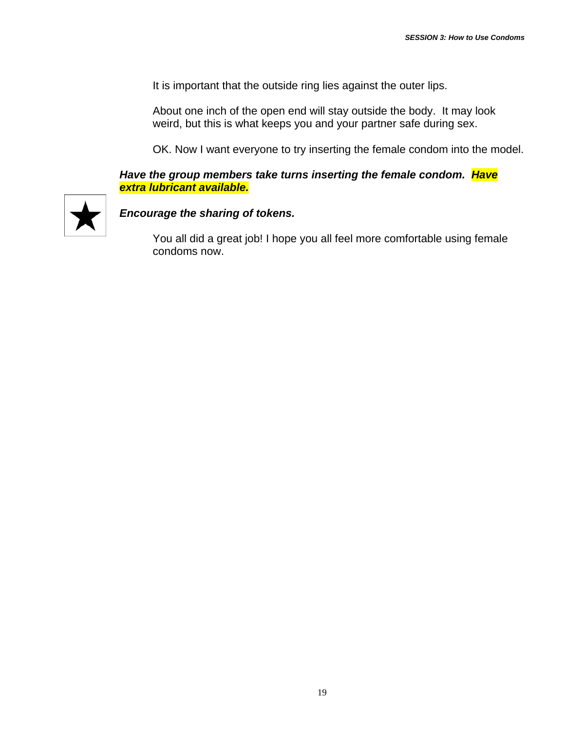It is important that the outside ring lies against the outer lips.

About one inch of the open end will stay outside the body. It may look weird, but this is what keeps you and your partner safe during sex.

OK. Now I want everyone to try inserting the female condom into the model.

***Have the group members take turns inserting the female condom. Have extra lubricant available.***

★

***Encourage the sharing of tokens.***

You all did a great job! I hope you all feel more comfortable using female condoms now.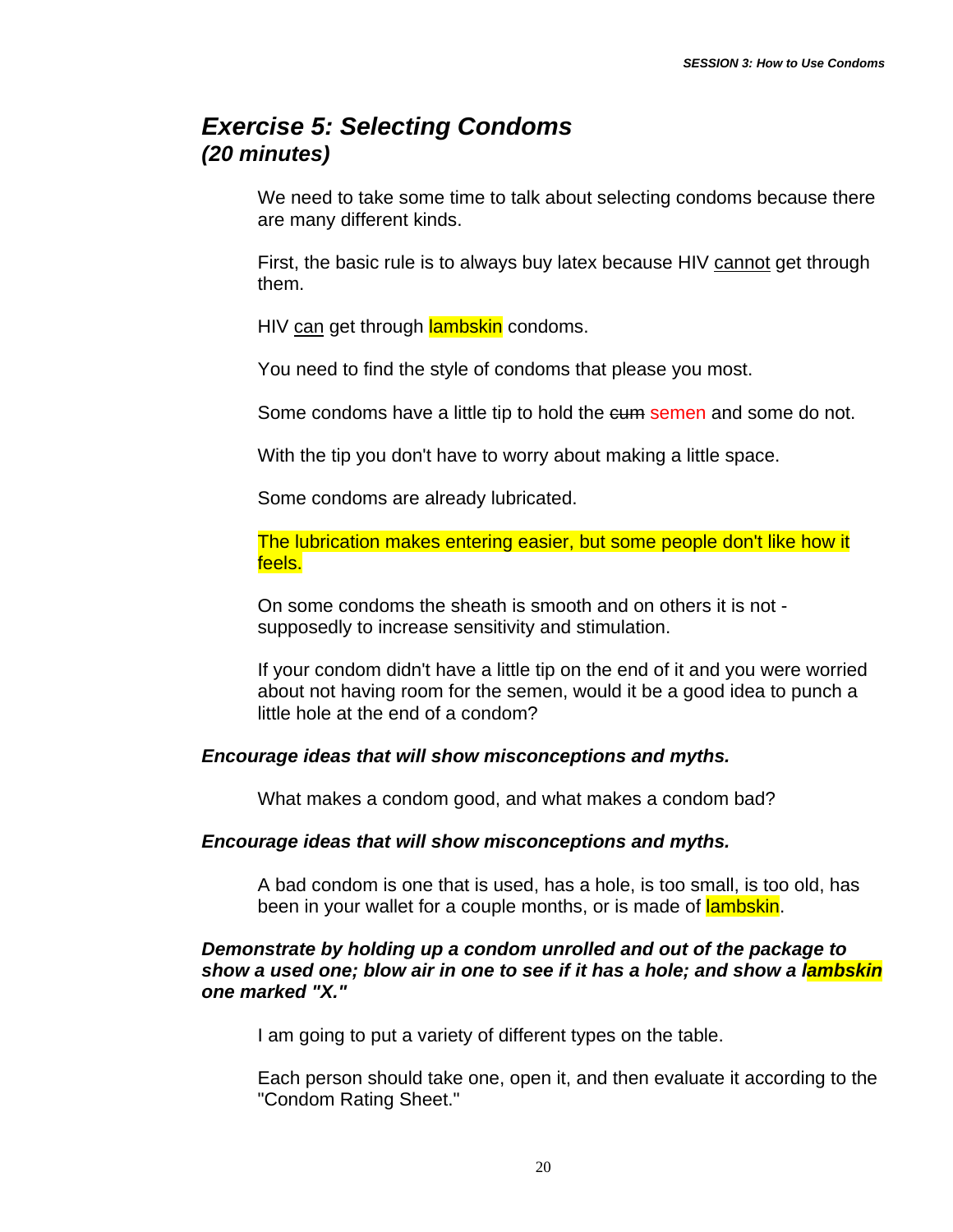## *Exercise 5: Selecting Condoms*
### *(20 minutes)*

We need to take some time to talk about selecting condoms because there are many different kinds.

First, the basic rule is to always buy latex because HIV cannot get through them.

HIV can get through lambskin condoms.

You need to find the style of condoms that please you most.

Some condoms have a little tip to hold the ~~cum~~ semen and some do not.

With the tip you don't have to worry about making a little space.

Some condoms are already lubricated.

The lubrication makes entering easier, but some people don't like how it feels.

On some condoms the sheath is smooth and on others it is not - supposedly to increase sensitivity and stimulation.

If your condom didn't have a little tip on the end of it and you were worried about not having room for the semen, would it be a good idea to punch a little hole at the end of a condom?

***Encourage ideas that will show misconceptions and myths.***

What makes a condom good, and what makes a condom bad?

***Encourage ideas that will show misconceptions and myths.***

A bad condom is one that is used, has a hole, is too small, is too old, has been in your wallet for a couple months, or is made of lambskin.

***Demonstrate by holding up a condom unrolled and out of the package to show a used one; blow air in one to see if it has a hole; and show a lambskin one marked "X."***

I am going to put a variety of different types on the table.

Each person should take one, open it, and then evaluate it according to the "Condom Rating Sheet."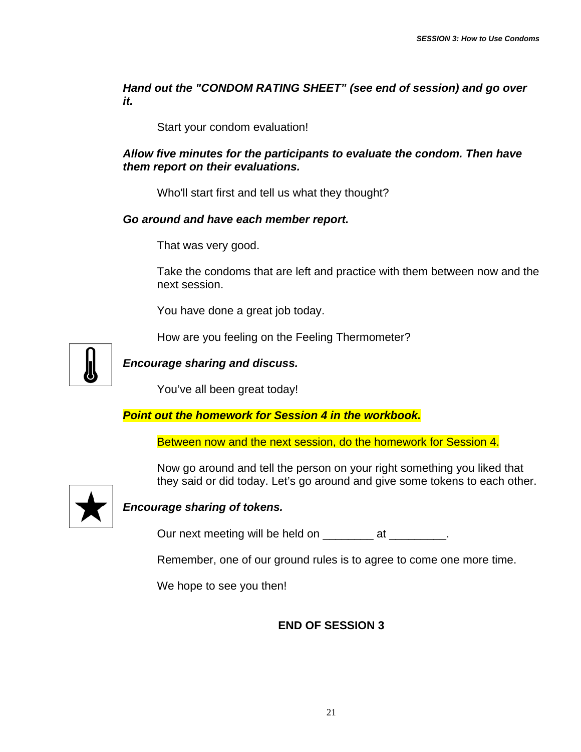***Hand out the "CONDOM RATING SHEET" (see end of session) and go over it.***

Start your condom evaluation!

***Allow five minutes for the participants to evaluate the condom. Then have them report on their evaluations.***

Who'll start first and tell us what they thought?

***Go around and have each member report.***

That was very good.

Take the condoms that are left and practice with them between now and the next session.

You have done a great job today.

How are you feeling on the Feeling Thermometer?

***Encourage sharing and discuss.***

You've all been great today!

***Point out the homework for Session 4 in the workbook.***

Between now and the next session, do the homework for Session 4.

Now go around and tell the person on your right something you liked that they said or did today. Let's go around and give some tokens to each other.

***Encourage sharing of tokens.***

Our next meeting will be held on ________ at _________.

Remember, one of our ground rules is to agree to come one more time.

We hope to see you then!

**END OF SESSION 3**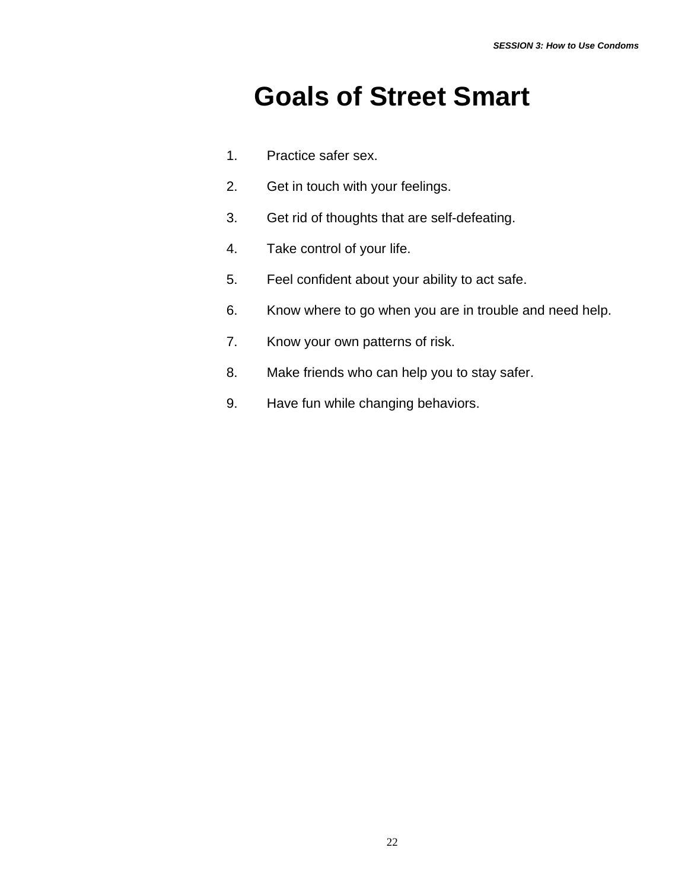# Goals of Street Smart

1. Practice safer sex.
2. Get in touch with your feelings.
3. Get rid of thoughts that are self-defeating.
4. Take control of your life.
5. Feel confident about your ability to act safe.
6. Know where to go when you are in trouble and need help.
7. Know your own patterns of risk.
8. Make friends who can help you to stay safer.
9. Have fun while changing behaviors.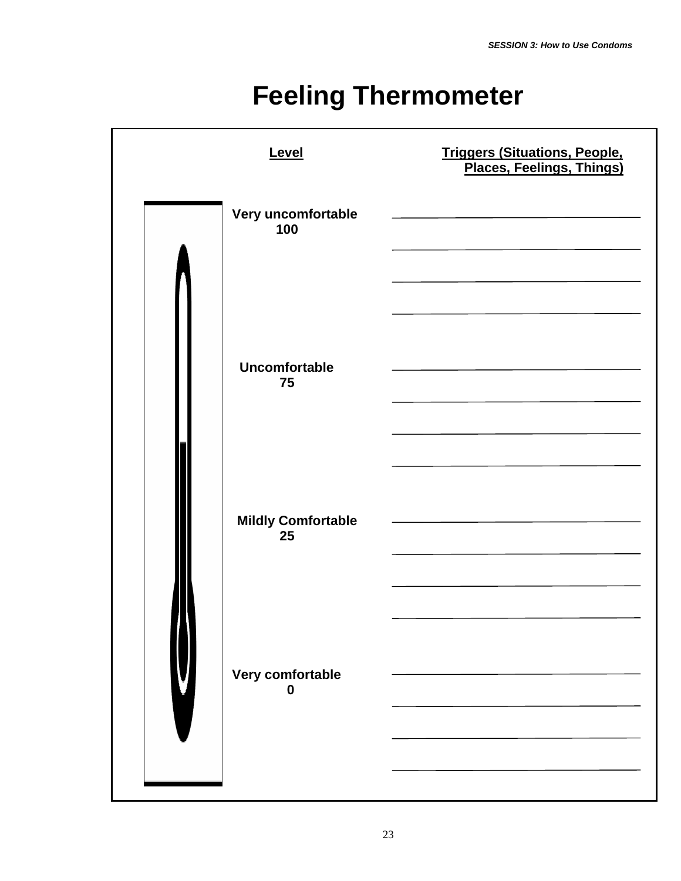# Feeling Thermometer

| Level | Triggers (Situations, People, Places, Feelings, Things) |
|---|---|
| Very uncomfortable 100 | ______________________________ |
| | ______________________________ |
| | ______________________________ |
| | ______________________________ |
| Uncomfortable 75 | ______________________________ |
| | ______________________________ |
| | ______________________________ |
| | ______________________________ |
| Mildly Comfortable 25 | ______________________________ |
| | ______________________________ |
| | ______________________________ |
| | ______________________________ |
| Very comfortable 0 | ______________________________ |
| | ______________________________ |
| | ______________________________ |
| | ______________________________ |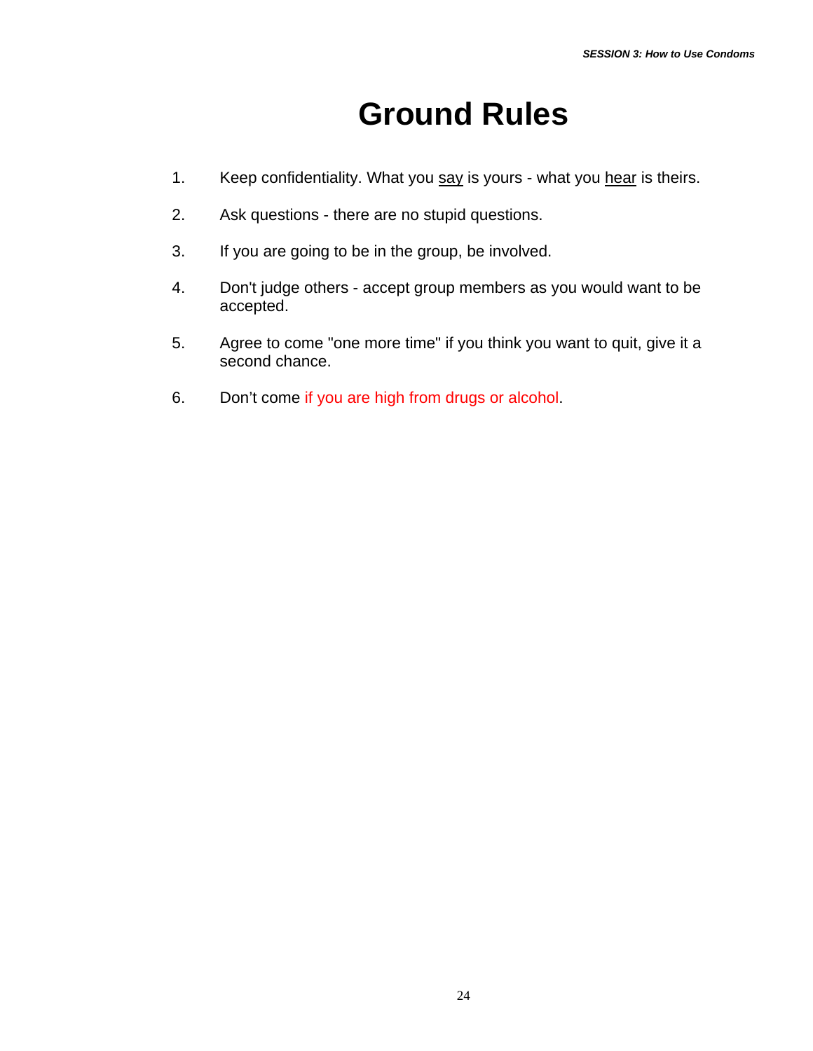# Ground Rules

1. Keep confidentiality. What you say is yours - what you hear is theirs.

2. Ask questions - there are no stupid questions.

3. If you are going to be in the group, be involved.

4. Don't judge others - accept group members as you would want to be accepted.

5. Agree to come "one more time" if you think you want to quit, give it a second chance.

6. Don’t come if you are high from drugs or alcohol.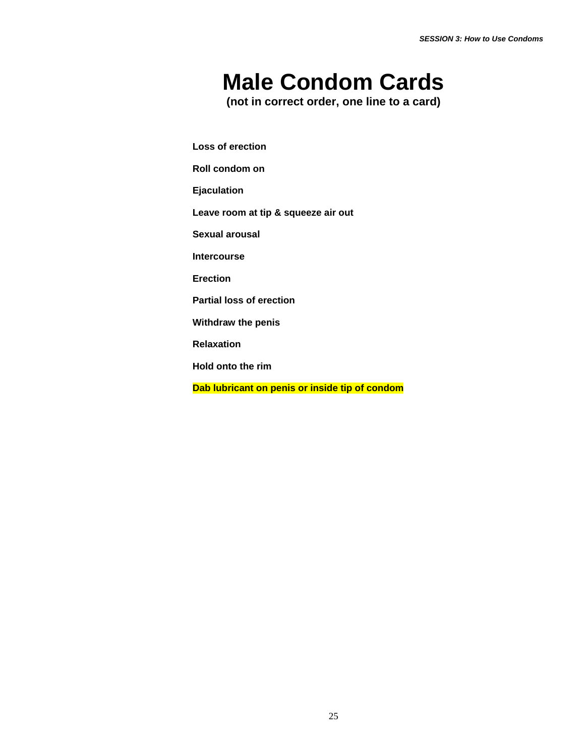# Male Condom Cards

**(not in correct order, one line to a card)**

**Loss of erection**

**Roll condom on**

**Ejaculation**

**Leave room at tip & squeeze air out**

**Sexual arousal**

**Intercourse**

**Erection**

**Partial loss of erection**

**Withdraw the penis**

**Relaxation**

**Hold onto the rim**

**Dab lubricant on penis or inside tip of condom**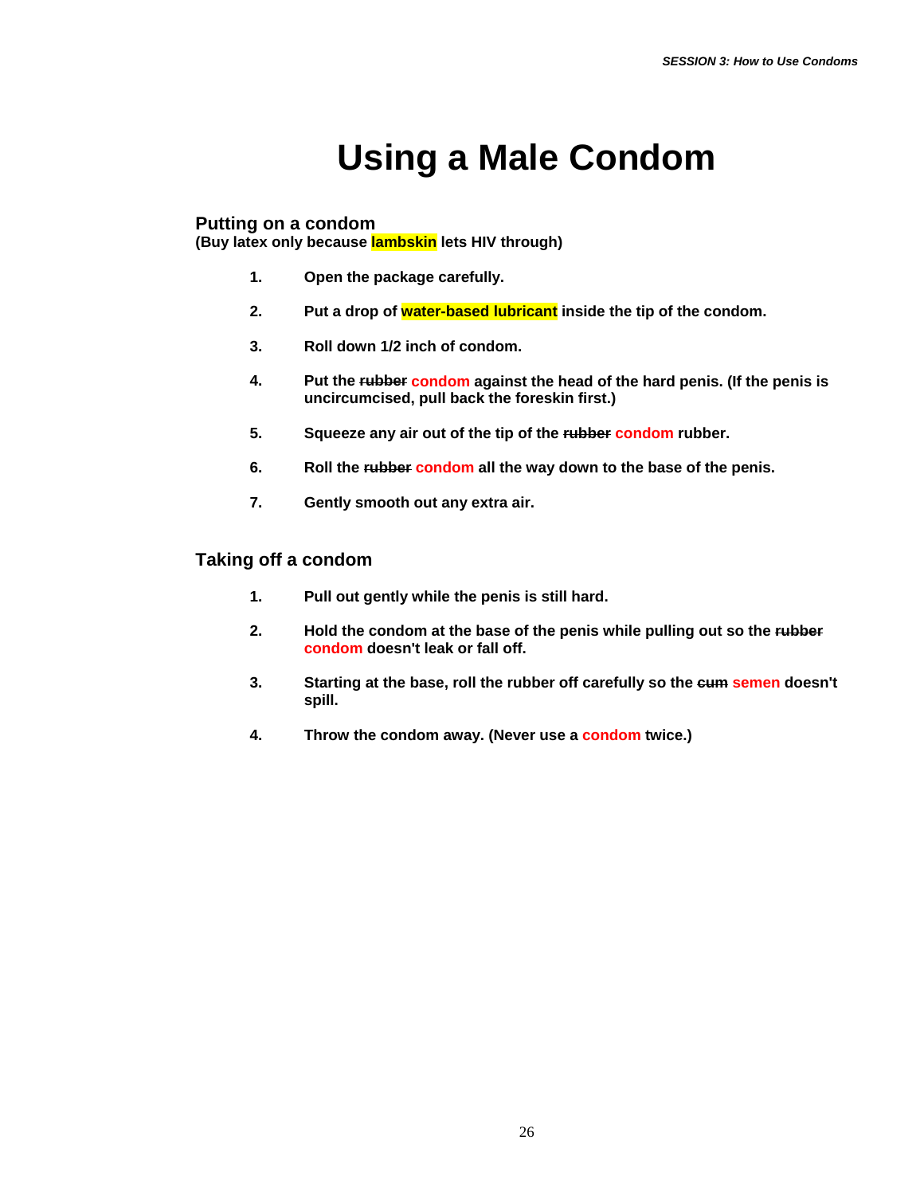# Using a Male Condom

## Putting on a condom

**(Buy latex only because lambskin lets HIV through)**

1. **Open the package carefully.**
2. **Put a drop of water-based lubricant inside the tip of the condom.**
3. **Roll down 1/2 inch of condom.**
4. **Put the ~~rubber~~ condom against the head of the hard penis. (If the penis is uncircumcised, pull back the foreskin first.)**
5. **Squeeze any air out of the tip of the ~~rubber~~ condom rubber.**
6. **Roll the ~~rubber~~ condom all the way down to the base of the penis.**
7. **Gently smooth out any extra air.**

## Taking off a condom

1. **Pull out gently while the penis is still hard.**
2. **Hold the condom at the base of the penis while pulling out so the ~~rubber~~ condom doesn't leak or fall off.**
3. **Starting at the base, roll the rubber off carefully so the ~~cum~~ semen doesn't spill.**
4. **Throw the condom away. (Never use a condom twice.)**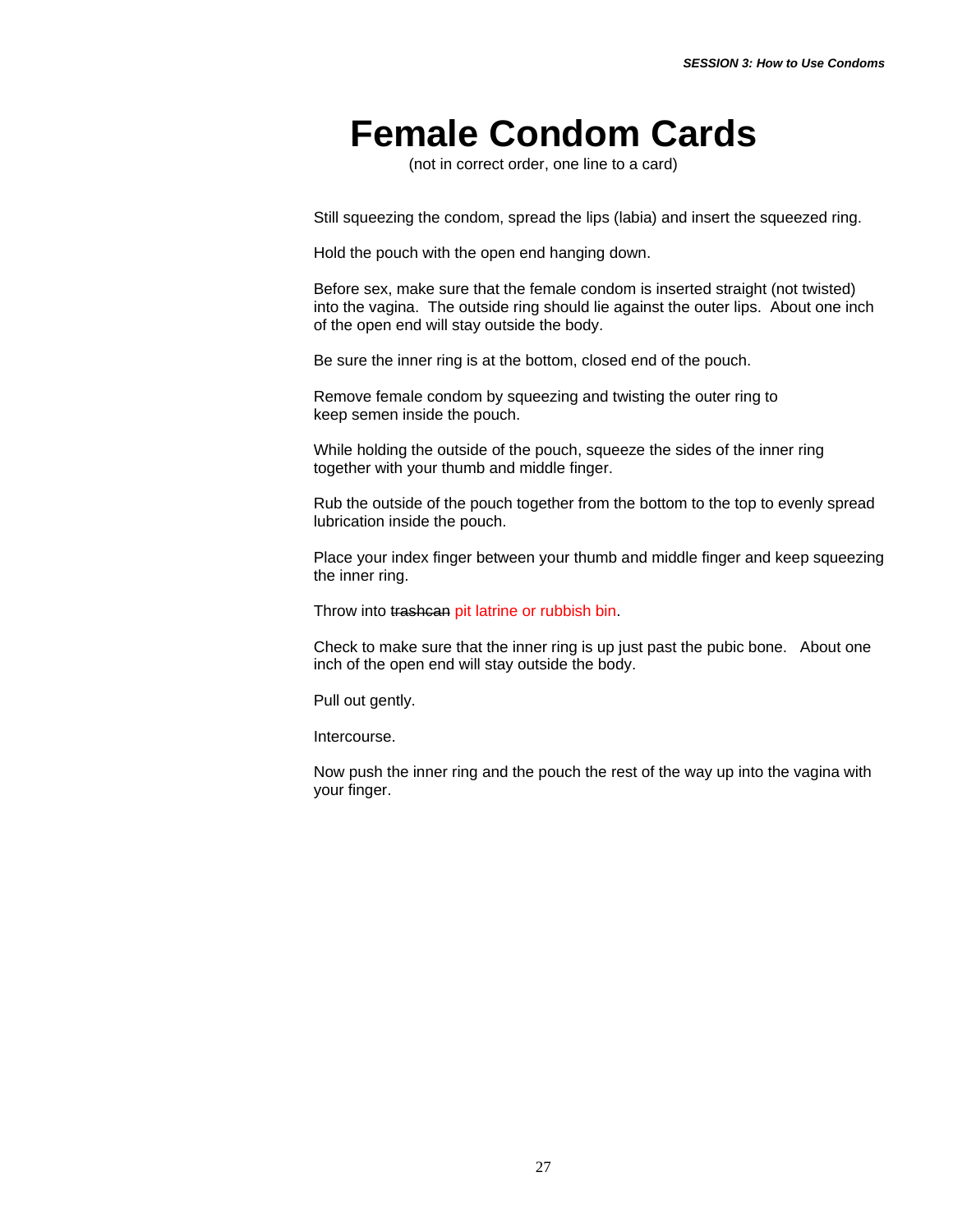# Female Condom Cards

(not in correct order, one line to a card)

Still squeezing the condom, spread the lips (labia) and insert the squeezed ring.

Hold the pouch with the open end hanging down.

Before sex, make sure that the female condom is inserted straight (not twisted) into the vagina. The outside ring should lie against the outer lips. About one inch of the open end will stay outside the body.

Be sure the inner ring is at the bottom, closed end of the pouch.

Remove female condom by squeezing and twisting the outer ring to keep semen inside the pouch.

While holding the outside of the pouch, squeeze the sides of the inner ring together with your thumb and middle finger.

Rub the outside of the pouch together from the bottom to the top to evenly spread lubrication inside the pouch.

Place your index finger between your thumb and middle finger and keep squeezing the inner ring.

Throw into ~~trashcan~~ pit latrine or rubbish bin.

Check to make sure that the inner ring is up just past the pubic bone. About one inch of the open end will stay outside the body.

Pull out gently.

Intercourse.

Now push the inner ring and the pouch the rest of the way up into the vagina with your finger.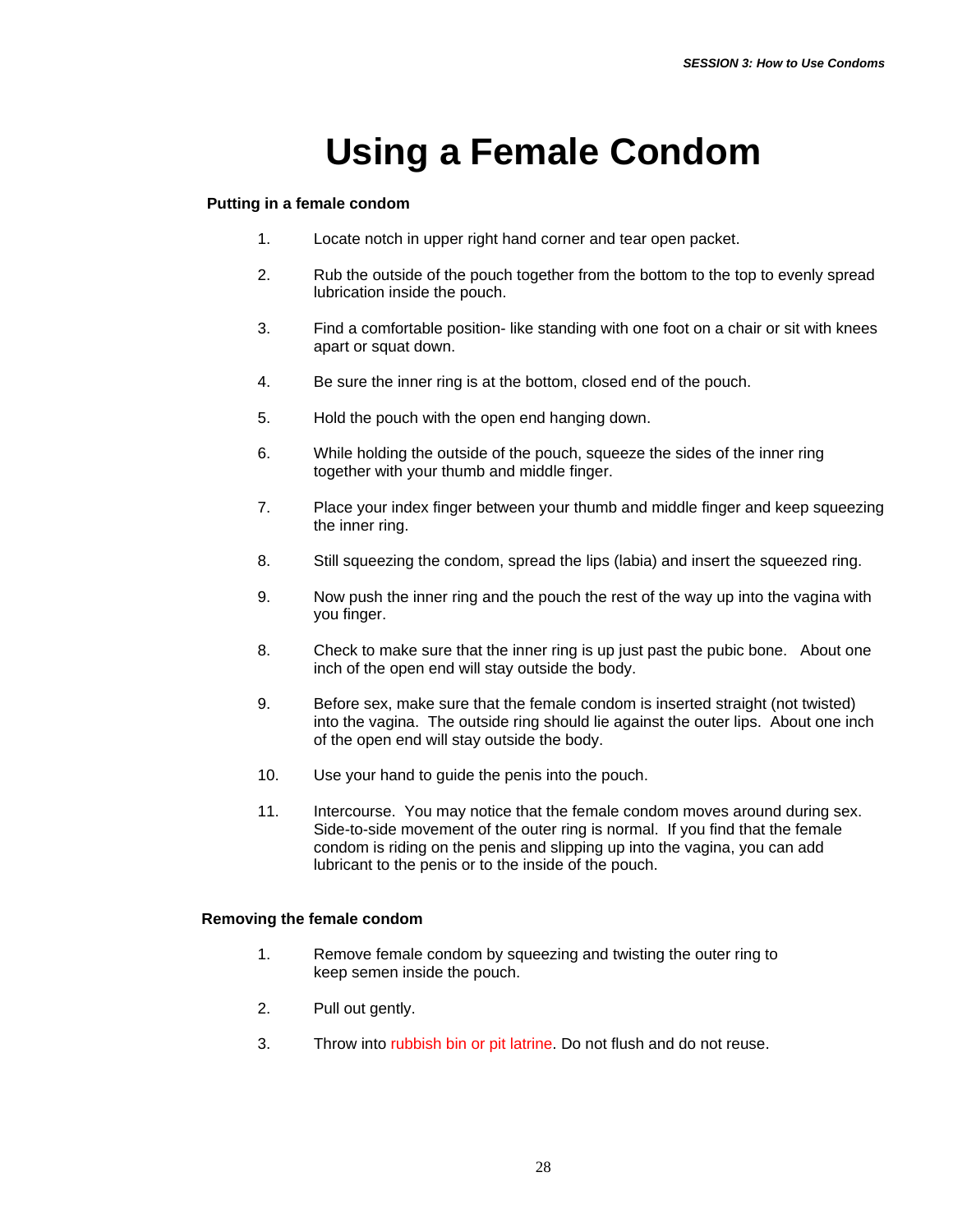# Using a Female Condom

**Putting in a female condom**

1. Locate notch in upper right hand corner and tear open packet.

2. Rub the outside of the pouch together from the bottom to the top to evenly spread lubrication inside the pouch.

3. Find a comfortable position- like standing with one foot on a chair or sit with knees apart or squat down.

4. Be sure the inner ring is at the bottom, closed end of the pouch.

5. Hold the pouch with the open end hanging down.

6. While holding the outside of the pouch, squeeze the sides of the inner ring together with your thumb and middle finger.

7. Place your index finger between your thumb and middle finger and keep squeezing the inner ring.

8. Still squeezing the condom, spread the lips (labia) and insert the squeezed ring.

9. Now push the inner ring and the pouch the rest of the way up into the vagina with you finger.

8\. Check to make sure that the inner ring is up just past the pubic bone. About one inch of the open end will stay outside the body.

9\. Before sex, make sure that the female condom is inserted straight (not twisted) into the vagina. The outside ring should lie against the outer lips. About one inch of the open end will stay outside the body.

10\. Use your hand to guide the penis into the pouch.

11\. Intercourse. You may notice that the female condom moves around during sex. Side-to-side movement of the outer ring is normal. If you find that the female condom is riding on the penis and slipping up into the vagina, you can add lubricant to the penis or to the inside of the pouch.

**Removing the female condom**

1. Remove female condom by squeezing and twisting the outer ring to keep semen inside the pouch.

2. Pull out gently.

3. Throw into rubbish bin or pit latrine. Do not flush and do not reuse.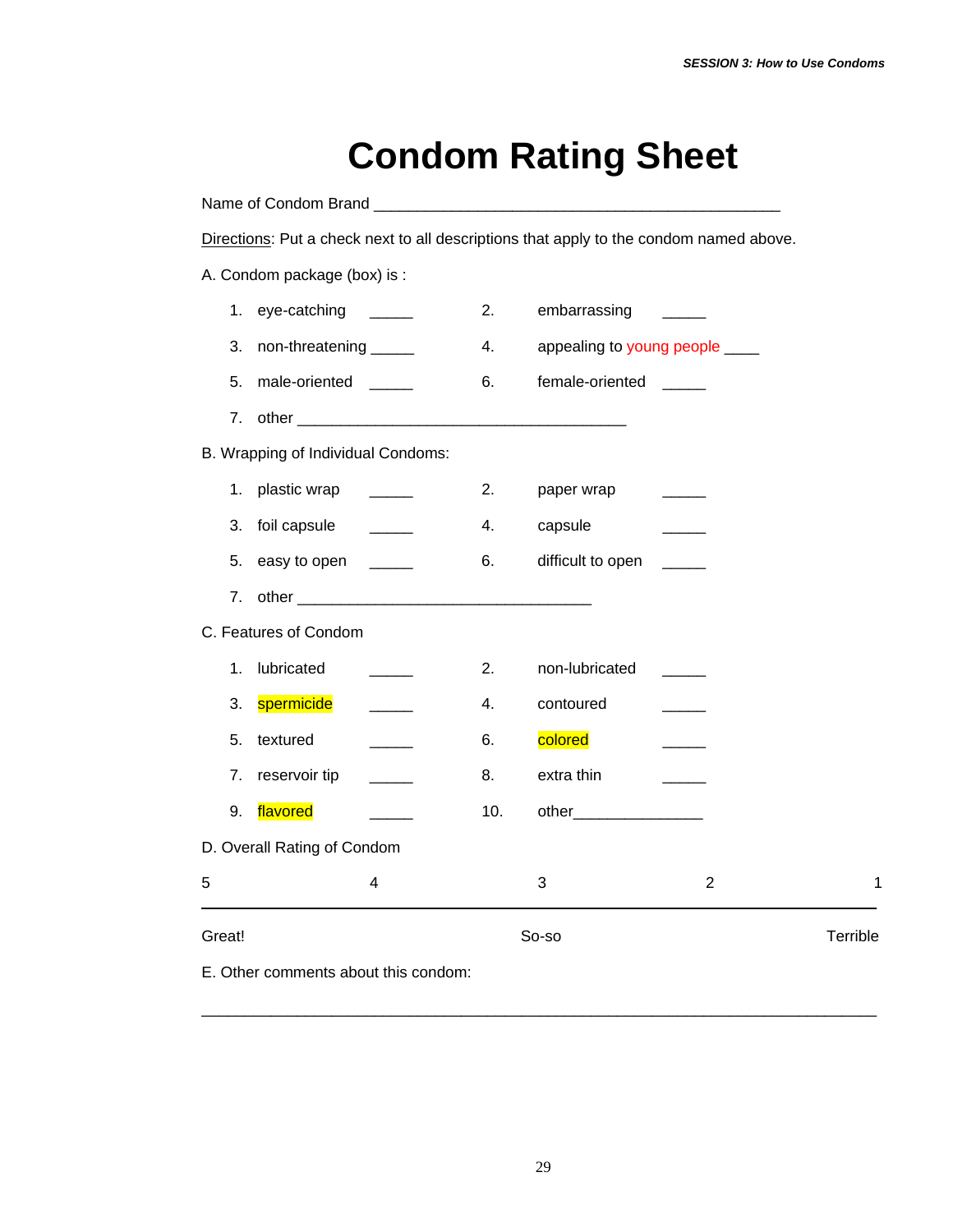# Condom Rating Sheet

Name of Condom Brand ________________________________________________

Directions: Put a check next to all descriptions that apply to the condom named above.

A. Condom package (box) is :

| | | | | | |
|---|---|---|---|---|---|
| 1. | eye-catching | _____ | 2. | embarrassing | _____ |
| 3. | non-threatening | _____ | 4. | appealing to young people | ____ |
| 5. | male-oriented | _____ | 6. | female-oriented | _____ |

7. other _______________________________________

B. Wrapping of Individual Condoms:

| | | | | | |
|---|---|---|---|---|---|
| 1. | plastic wrap | _____ | 2. | paper wrap | _____ |
| 3. | foil capsule | _____ | 4. | capsule | _____ |
| 5. | easy to open | _____ | 6. | difficult to open | _____ |

7. other __________________________________

C. Features of Condom

| | | | | | |
|---|---|---|---|---|---|
| 1. | lubricated | _____ | 2. | non-lubricated | _____ |
| 3. | spermicide | _____ | 4. | contoured | _____ |
| 5. | textured | _____ | 6. | colored | _____ |
| 7. | reservoir tip | _____ | 8. | extra thin | _____ |
| 9. | flavored | _____ | 10. | other_______________ | |

D. Overall Rating of Condom

5 4 3 2 1

Great! So-so Terrible

E. Other comments about this condom:

_______________________________________________________________________________